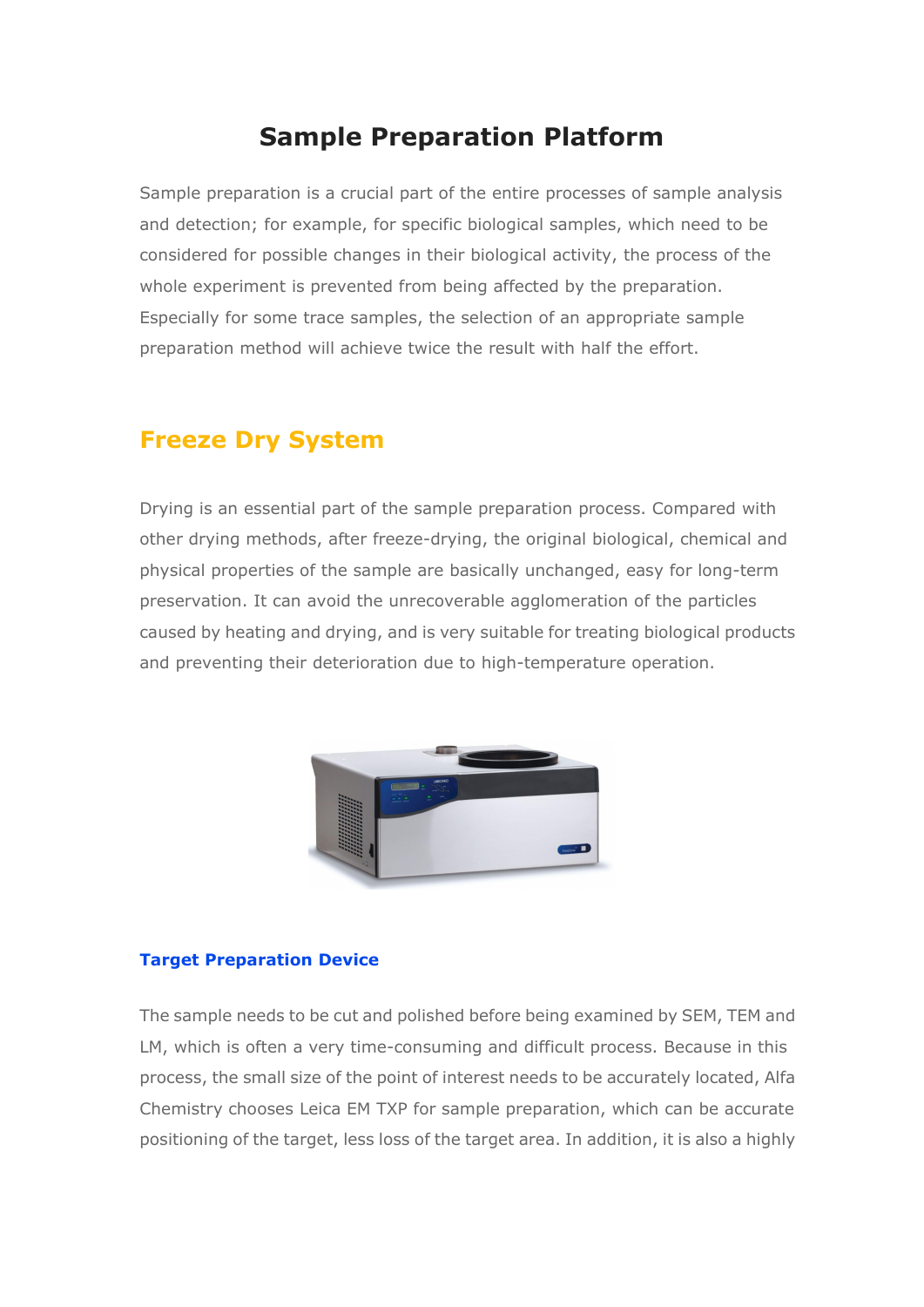# Sample Preparation Platform

Sample preparation is a crucial part of the entire processes of sample analysis and detection; for example, for specific biological samples, which need to be considered for possible changes in their biological activity, the process of the whole experiment is prevented from being affected by the preparation. Especially for some trace samples, the selection of an appropriate sample preparation method will achieve twice the result with half the effort.

## Freeze Dry System

Drying is an essential part of the sample preparation process. Compared with other drying methods, after freeze-drying, the original biological, chemical and physical properties of the sample are basically unchanged, easy for long-term preservation. It can avoid the unrecoverable agglomeration of the particles caused by heating and drying, and is very suitable for treating biological products and preventing their deterioration due to high-temperature operation.

### Target Preparation Device

The sample needs to be cut and polished before being examined by SEM, TEM and LM, which is often a very time-consuming and difficult process. Because in this process, the small size of the point of interest needs to be accurately located, Alfa Chemistry chooses Leica EM TXP for sample preparation, which can be accurate positioning of the target, less loss of the target area. In addition, it is also a highly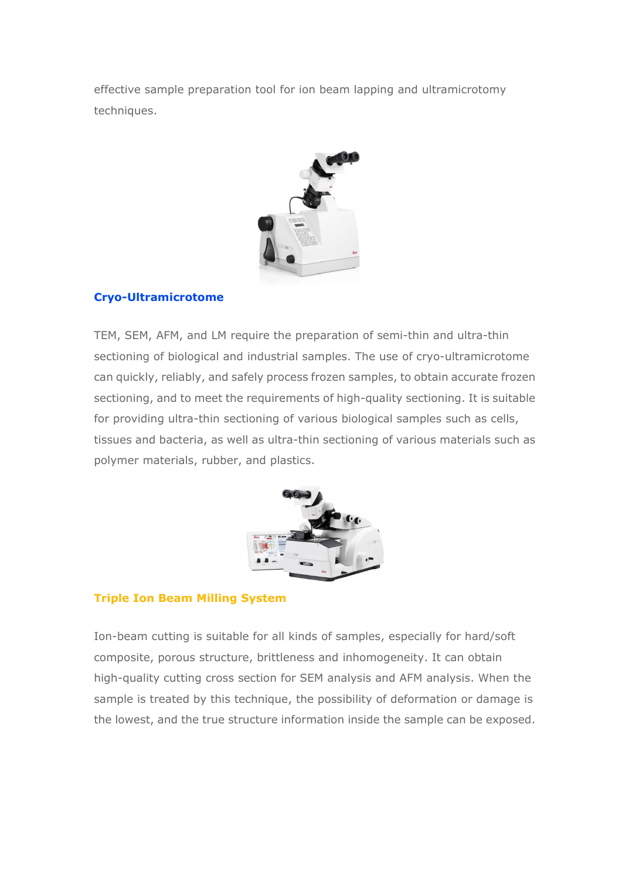effective sample preparation tool for ion beam lapping and ultramicrotomy techniques.

## Cryo-Ultramicrotome

TEM, SEM, AFM, and LM require the preparation of semi-thin and ultra-thin sectioning of biological and industrial samples. The use of cryo-ultramicrotome can quickly, reliably, and safely process frozen samples, to obtain accurate frozen sectioning, and to meet the requirements of high-quality sectioning. It is suitable for providing ultra-thin sectioning of various biological samples such as cells, tissues and bacteria, as well as ultra-thin sectioning of various materials such as polymer materials, rubber, and plastics.

## Triple Ion Beam Milling System

Ion-beam cutting is suitable for all kinds of samples, especially for hard/soft composite, porous structure, brittleness and inhomogeneity. It can obtain high-quality cutting cross section for SEM analysis and AFM analysis. When the sample is treated by this technique, the possibility of deformation or damage is the lowest, and the true structure information inside the sample can be exposed.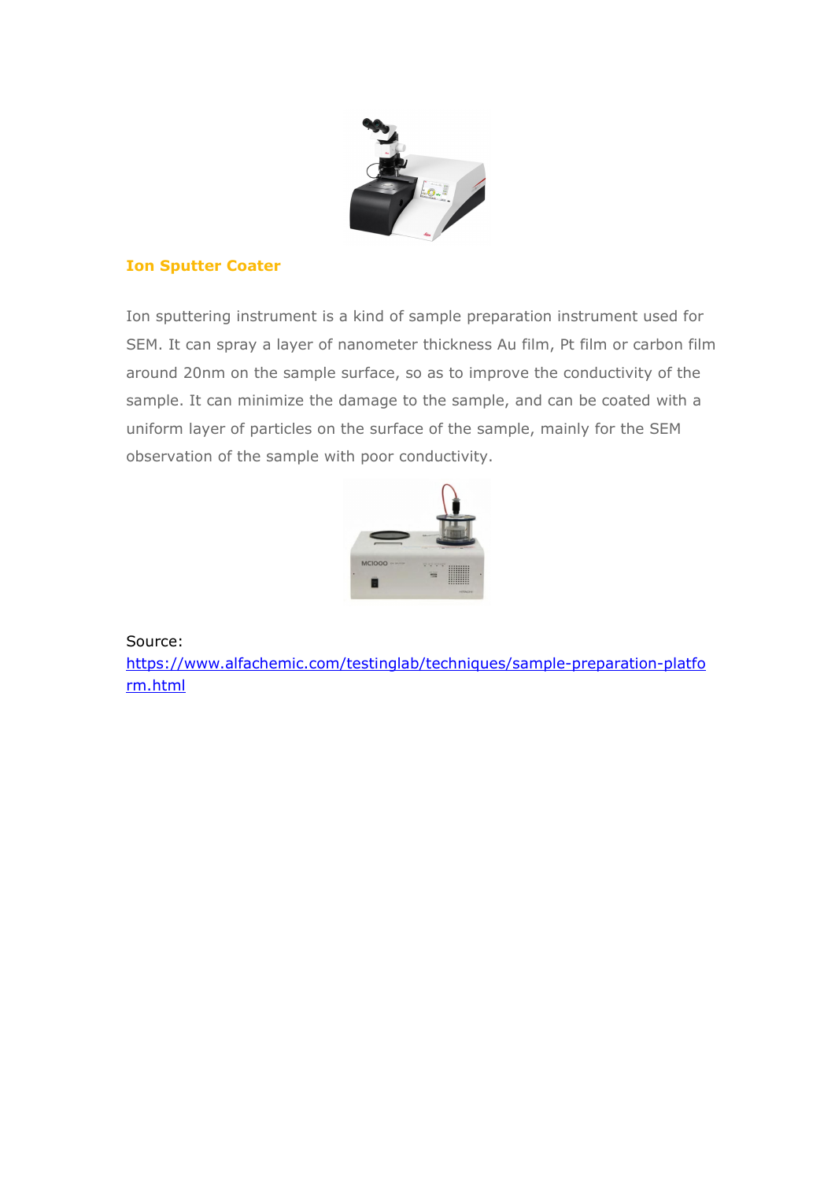**Ion Sputter Coater**

Ion sputtering instrument is a kind of sample preparation instrument used for SEM. It can spray a layer of nanometer thickness Au film, Pt film or carbon film around 20nm on the sample surface, so as to improve the conductivity of the sample. It can minimize the damage to the sample, and can be coated with a uniform layer of particles on the surface of the sample, mainly for the SEM observation of the sample with poor conductivity.

Source:
https://www.alfachemic.com/testinglab/techniques/sample-preparation-platform.html